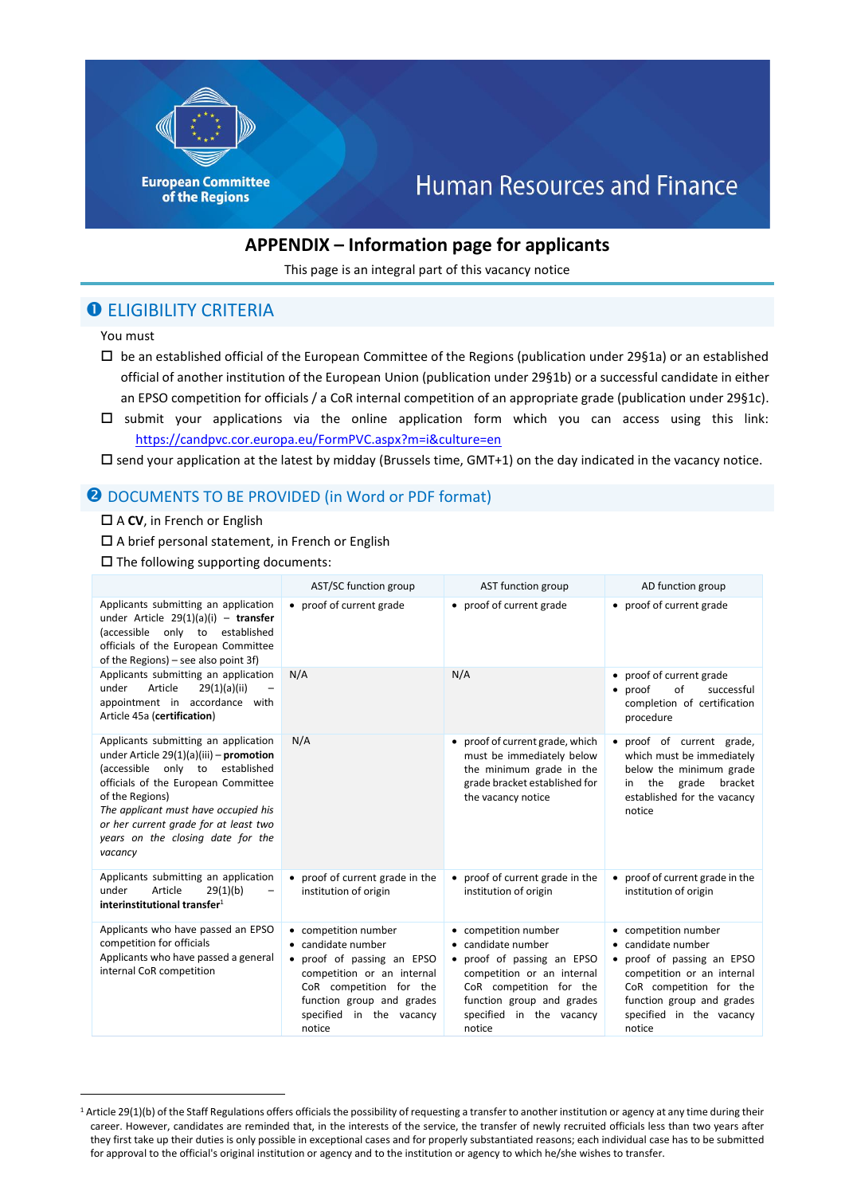European Committee of the Regions

Human Resources and Finance

# APPENDIX – Information page for applicants

This page is an integral part of this vacancy notice

## ❶ ELIGIBILITY CRITERIA

You must

- ☐ be an established official of the European Committee of the Regions (publication under 29§1a) or an established official of another institution of the European Union (publication under 29§1b) or a successful candidate in either an EPSO competition for officials / a CoR internal competition of an appropriate grade (publication under 29§1c).
- ☐ submit your applications via the online application form which you can access using this link: https://candpvc.cor.europa.eu/FormPVC.aspx?m=i&culture=en
- ☐ send your application at the latest by midday (Brussels time, GMT+1) on the day indicated in the vacancy notice.

## ❷ DOCUMENTS TO BE PROVIDED (in Word or PDF format)

- ☐ A **CV**, in French or English
- ☐ A brief personal statement, in French or English
- ☐ The following supporting documents:

| | AST/SC function group | AST function group | AD function group |
|---|---|---|---|
| Applicants submitting an application under Article 29(1)(a)(i) – **transfer** (accessible only to established officials of the European Committee of the Regions) – see also point 3f) | • proof of current grade | • proof of current grade | • proof of current grade |
| Applicants submitting an application under Article 29(1)(a)(ii) – appointment in accordance with Article 45a (**certification**) | N/A | N/A | • proof of current grade<br>• proof of successful completion of certification procedure |
| Applicants submitting an application under Article 29(1)(a)(iii) – **promotion** (accessible only to established officials of the European Committee of the Regions)<br>*The applicant must have occupied his or her current grade for at least two years on the closing date for the vacancy* | N/A | • proof of current grade, which must be immediately below the minimum grade in the grade bracket established for the vacancy notice | • proof of current grade, which must be immediately below the minimum grade in the grade bracket established for the vacancy notice |
| Applicants submitting an application under Article 29(1)(b) – **interinstitutional transfer**[1] | • proof of current grade in the institution of origin | • proof of current grade in the institution of origin | • proof of current grade in the institution of origin |
| Applicants who have passed an EPSO competition for officials<br>Applicants who have passed a general internal CoR competition | • competition number<br>• candidate number<br>• proof of passing an EPSO competition or an internal CoR competition for the function group and grades specified in the vacancy notice | • competition number<br>• candidate number<br>• proof of passing an EPSO competition or an internal CoR competition for the function group and grades specified in the vacancy notice | • competition number<br>• candidate number<br>• proof of passing an EPSO competition or an internal CoR competition for the function group and grades specified in the vacancy notice |

[1] Article 29(1)(b) of the Staff Regulations offers officials the possibility of requesting a transfer to another institution or agency at any time during their career. However, candidates are reminded that, in the interests of the service, the transfer of newly recruited officials less than two years after they first take up their duties is only possible in exceptional cases and for properly substantiated reasons; each individual case has to be submitted for approval to the official's original institution or agency and to the institution or agency to which he/she wishes to transfer.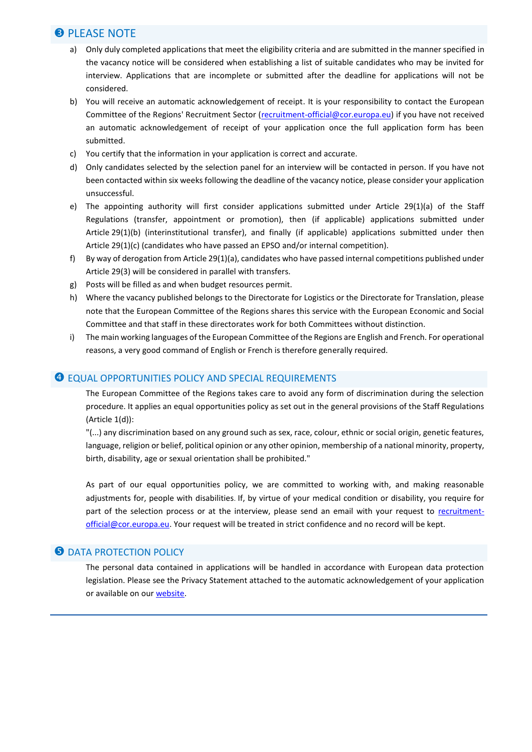## ❸ PLEASE NOTE

a) Only duly completed applications that meet the eligibility criteria and are submitted in the manner specified in the vacancy notice will be considered when establishing a list of suitable candidates who may be invited for interview. Applications that are incomplete or submitted after the deadline for applications will not be considered.

b) You will receive an automatic acknowledgement of receipt. It is your responsibility to contact the European Committee of the Regions' Recruitment Sector (recruitment-official@cor.europa.eu) if you have not received an automatic acknowledgement of receipt of your application once the full application form has been submitted.

c) You certify that the information in your application is correct and accurate.

d) Only candidates selected by the selection panel for an interview will be contacted in person. If you have not been contacted within six weeks following the deadline of the vacancy notice, please consider your application unsuccessful.

e) The appointing authority will first consider applications submitted under Article 29(1)(a) of the Staff Regulations (transfer, appointment or promotion), then (if applicable) applications submitted under Article 29(1)(b) (interinstitutional transfer), and finally (if applicable) applications submitted under then Article 29(1)(c) (candidates who have passed an EPSO and/or internal competition).

f) By way of derogation from Article 29(1)(a), candidates who have passed internal competitions published under Article 29(3) will be considered in parallel with transfers.

g) Posts will be filled as and when budget resources permit.

h) Where the vacancy published belongs to the Directorate for Logistics or the Directorate for Translation, please note that the European Committee of the Regions shares this service with the European Economic and Social Committee and that staff in these directorates work for both Committees without distinction.

i) The main working languages of the European Committee of the Regions are English and French. For operational reasons, a very good command of English or French is therefore generally required.

## ❹ EQUAL OPPORTUNITIES POLICY AND SPECIAL REQUIREMENTS

The European Committee of the Regions takes care to avoid any form of discrimination during the selection procedure. It applies an equal opportunities policy as set out in the general provisions of the Staff Regulations (Article 1(d)):

"(...) any discrimination based on any ground such as sex, race, colour, ethnic or social origin, genetic features, language, religion or belief, political opinion or any other opinion, membership of a national minority, property, birth, disability, age or sexual orientation shall be prohibited."

As part of our equal opportunities policy, we are committed to working with, and making reasonable adjustments for, people with disabilities. If, by virtue of your medical condition or disability, you require for part of the selection process or at the interview, please send an email with your request to recruitment-official@cor.europa.eu. Your request will be treated in strict confidence and no record will be kept.

## ❺ DATA PROTECTION POLICY

The personal data contained in applications will be handled in accordance with European data protection legislation. Please see the Privacy Statement attached to the automatic acknowledgement of your application or available on our website.